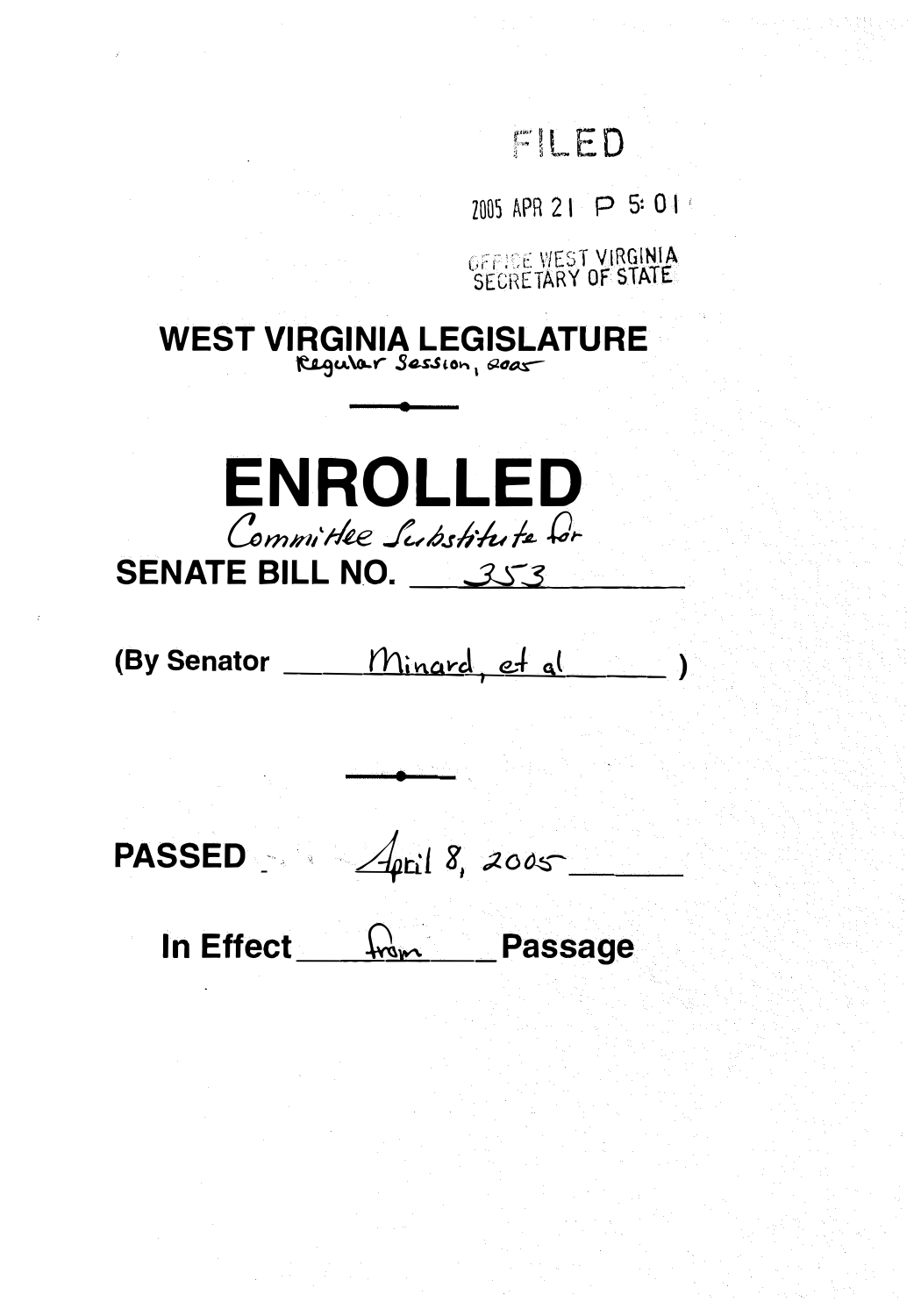FILED

2005 APR 21 P 5: 01

OFFICE WEST VIRGINIA
SECRETARY OF STATE

# WEST VIRGINIA LEGISLATURE

Regular Session, 2005

# ENROLLED

Committee Substitute for

**SENATE BILL NO.** 353

**(By Senator** Minard, et al **)**

**PASSED** April 8, 2005

**In Effect** from **Passage**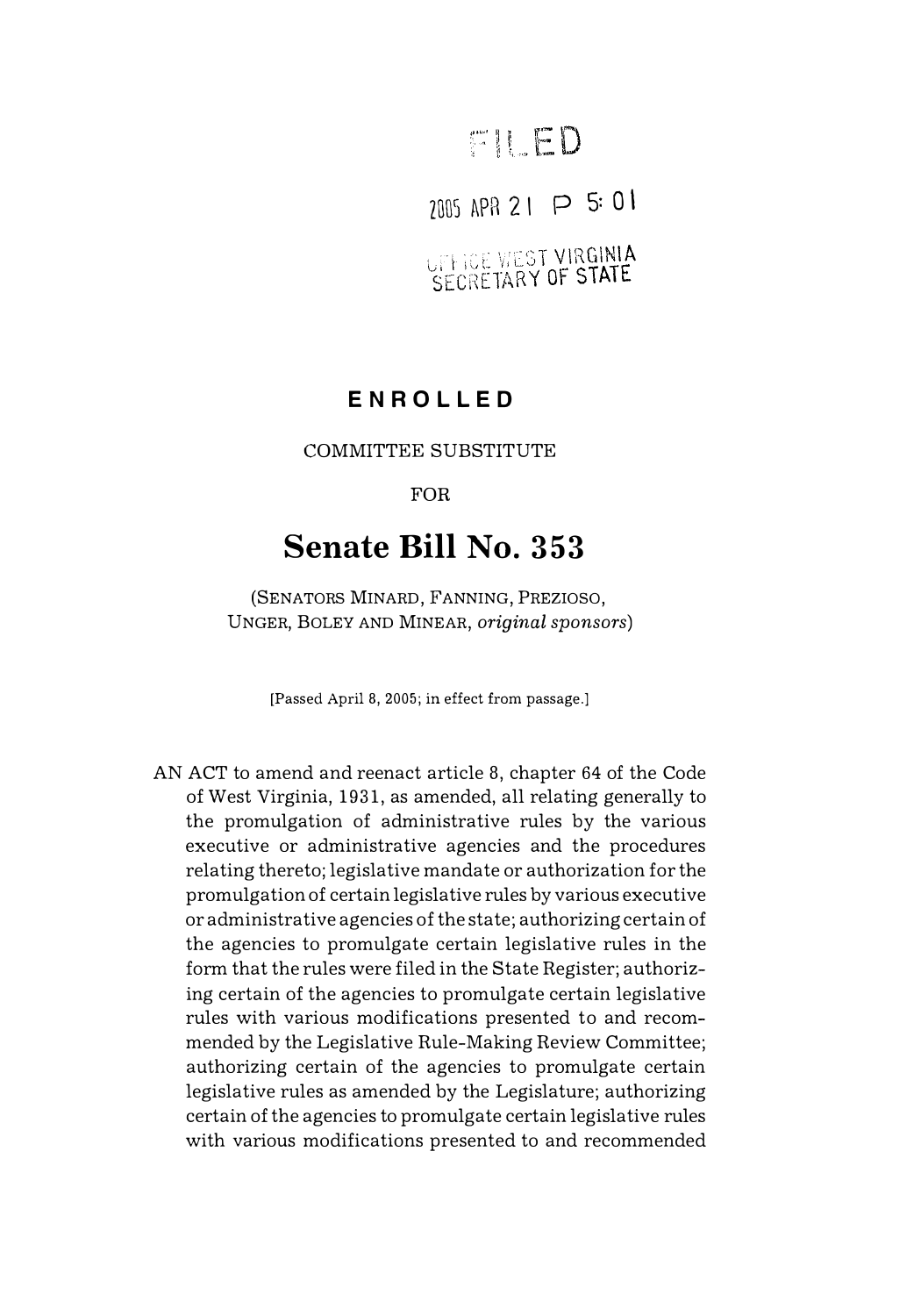FILED

2005 APR 21 P 5: 01

OFFICE WEST VIRGINIA
SECRETARY OF STATE

# ENROLLED

COMMITTEE SUBSTITUTE

FOR

# Senate Bill No. 353

(SENATORS MINARD, FANNING, PREZIOSO, UNGER, BOLEY AND MINEAR, *original sponsors*)

[Passed April 8, 2005; in effect from passage.]

AN ACT to amend and reenact article 8, chapter 64 of the Code of West Virginia, 1931, as amended, all relating generally to the promulgation of administrative rules by the various executive or administrative agencies and the procedures relating thereto; legislative mandate or authorization for the promulgation of certain legislative rules by various executive or administrative agencies of the state; authorizing certain of the agencies to promulgate certain legislative rules in the form that the rules were filed in the State Register; authorizing certain of the agencies to promulgate certain legislative rules with various modifications presented to and recommended by the Legislative Rule-Making Review Committee; authorizing certain of the agencies to promulgate certain legislative rules as amended by the Legislature; authorizing certain of the agencies to promulgate certain legislative rules with various modifications presented to and recommended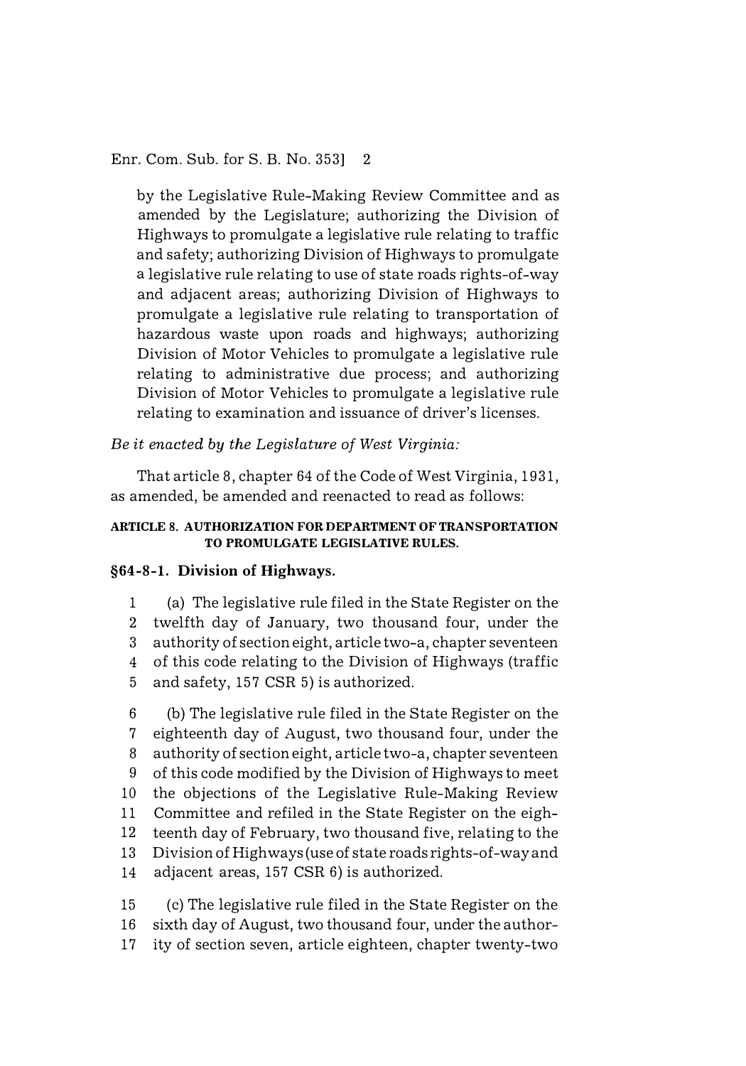by the Legislative Rule-Making Review Committee and as amended by the Legislature; authorizing the Division of Highways to promulgate a legislative rule relating to traffic and safety; authorizing Division of Highways to promulgate a legislative rule relating to use of state roads rights-of-way and adjacent areas; authorizing Division of Highways to promulgate a legislative rule relating to transportation of hazardous waste upon roads and highways; authorizing Division of Motor Vehicles to promulgate a legislative rule relating to administrative due process; and authorizing Division of Motor Vehicles to promulgate a legislative rule relating to examination and issuance of driver's licenses.

*Be it enacted by the Legislature of West Virginia:*

That article 8, chapter 64 of the Code of West Virginia, 1931, as amended, be amended and reenacted to read as follows:

**ARTICLE 8. AUTHORIZATION FOR DEPARTMENT OF TRANSPORTATION TO PROMULGATE LEGISLATIVE RULES.**

**§64-8-1. Division of Highways.**

1 (a) The legislative rule filed in the State Register on the
2 twelfth day of January, two thousand four, under the
3 authority of section eight, article two-a, chapter seventeen
4 of this code relating to the Division of Highways (traffic
5 and safety, 157 CSR 5) is authorized.

6 (b) The legislative rule filed in the State Register on the
7 eighteenth day of August, two thousand four, under the
8 authority of section eight, article two-a, chapter seventeen
9 of this code modified by the Division of Highways to meet
10 the objections of the Legislative Rule-Making Review
11 Committee and refiled in the State Register on the eigh-
12 teenth day of February, two thousand five, relating to the
13 Division of Highways (use of state roads rights-of-way and
14 adjacent areas, 157 CSR 6) is authorized.

15 (c) The legislative rule filed in the State Register on the
16 sixth day of August, two thousand four, under the author-
17 ity of section seven, article eighteen, chapter twenty-two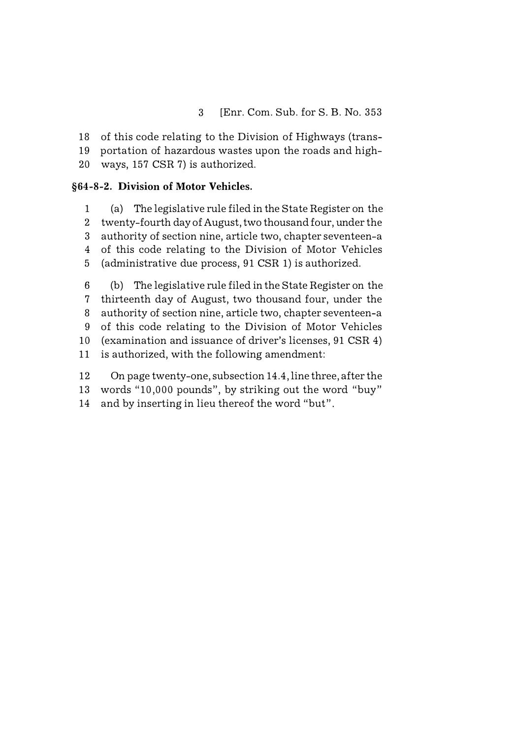of this code relating to the Division of Highways (transportation of hazardous wastes upon the roads and highways, 157 CSR 7) is authorized.

**§64-8-2. Division of Motor Vehicles.**

(a) The legislative rule filed in the State Register on the twenty-fourth day of August, two thousand four, under the authority of section nine, article two, chapter seventeen-a of this code relating to the Division of Motor Vehicles (administrative due process, 91 CSR 1) is authorized.

(b) The legislative rule filed in the State Register on the thirteenth day of August, two thousand four, under the authority of section nine, article two, chapter seventeen-a of this code relating to the Division of Motor Vehicles (examination and issuance of driver's licenses, 91 CSR 4) is authorized, with the following amendment:

On page twenty-one, subsection 14.4, line three, after the words "10,000 pounds", by striking out the word "buy" and by inserting in lieu thereof the word "but".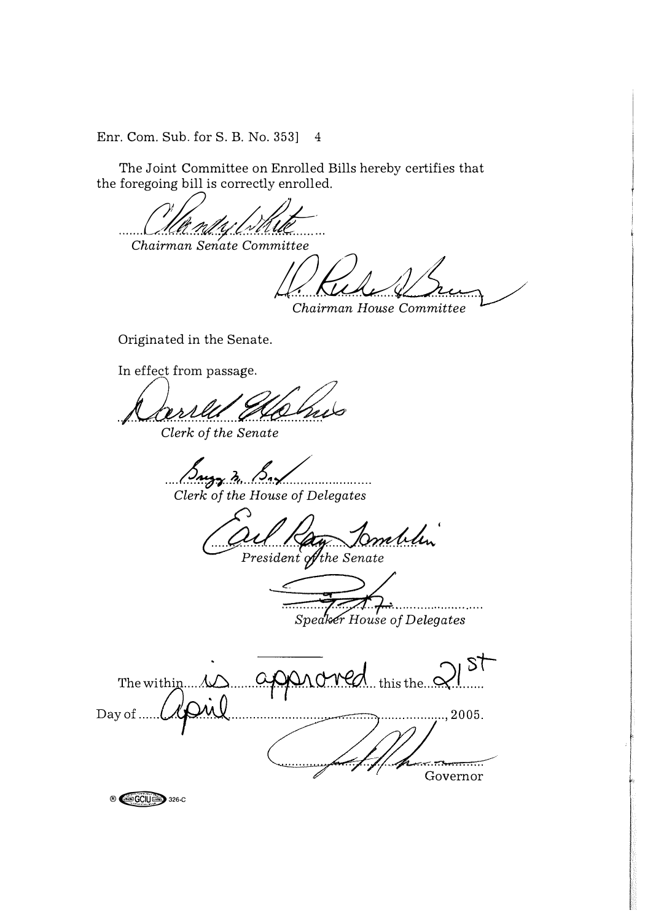Enr. Com. Sub. for S. B. No. 353] 4

The Joint Committee on Enrolled Bills hereby certifies that the foregoing bill is correctly enrolled.

*Chairman Senate Committee*

*Chairman House Committee*

Originated in the Senate.

In effect from passage.

*Clerk of the Senate*

*Clerk of the House of Delegates*

*President of the Senate*

*Speaker House of Delegates*

The within is approved this the 21st Day of April, 2005.

Governor

® GCIU 326-C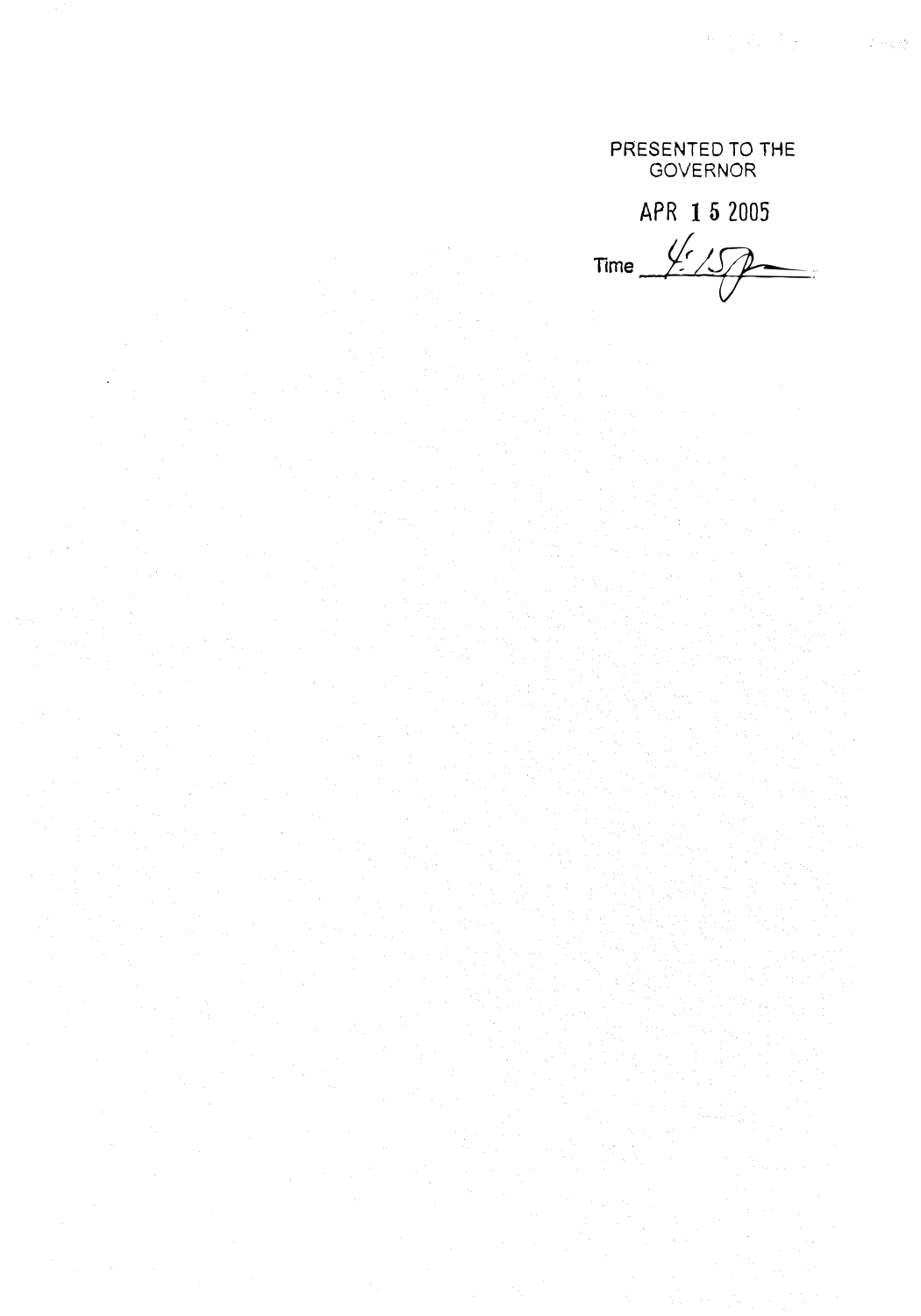PRESENTED TO THE
GOVERNOR

APR 15 2005

Time 4:15p